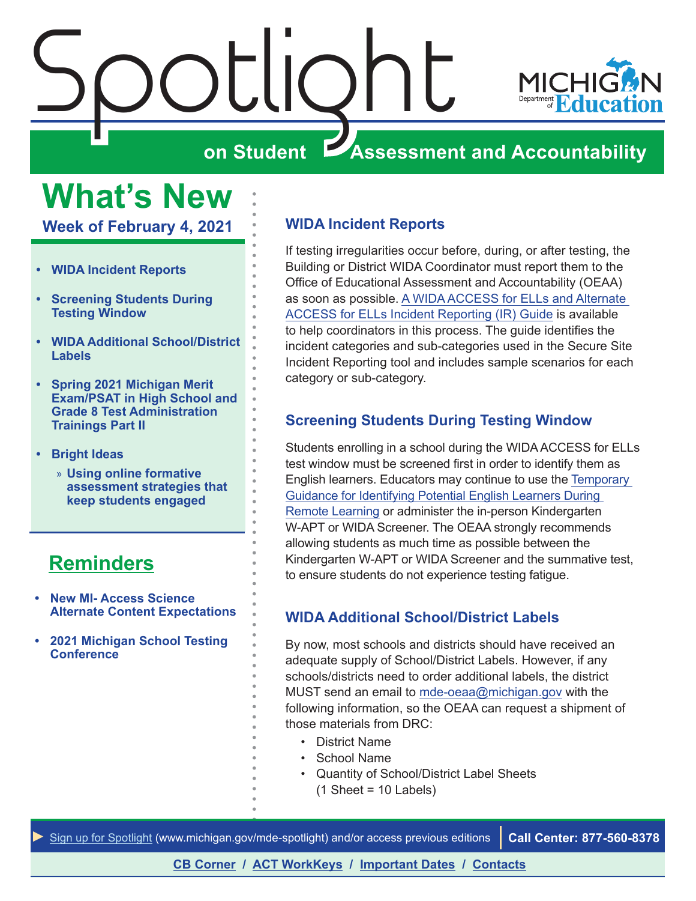# Spotlight

**on Student Assessment and Accountability**

## What's New

**Week of February 4, 2021**

- **WIDA Incident Reports**
- **Screening Students During Testing Window**
- **WIDA Additional School/District Labels**
- **Spring 2021 Michigan Merit Exam/PSAT in High School and Grade 8 Test Administration Trainings Part II**
- **Bright Ideas**
  - » **Using online formative assessment strategies that keep students engaged**

## Reminders

- **New MI- Access Science Alternate Content Expectations**
- **2021 Michigan School Testing Conference**

### WIDA Incident Reports

If testing irregularities occur before, during, or after testing, the Building or District WIDA Coordinator must report them to the Office of Educational Assessment and Accountability (OEAA) as soon as possible. A WIDA ACCESS for ELLs and Alternate ACCESS for ELLs Incident Reporting (IR) Guide is available to help coordinators in this process. The guide identifies the incident categories and sub-categories used in the Secure Site Incident Reporting tool and includes sample scenarios for each category or sub-category.

### Screening Students During Testing Window

Students enrolling in a school during the WIDA ACCESS for ELLs test window must be screened first in order to identify them as English learners. Educators may continue to use the Temporary Guidance for Identifying Potential English Learners During Remote Learning or administer the in-person Kindergarten W-APT or WIDA Screener. The OEAA strongly recommends allowing students as much time as possible between the Kindergarten W-APT or WIDA Screener and the summative test, to ensure students do not experience testing fatigue.

### WIDA Additional School/District Labels

By now, most schools and districts should have received an adequate supply of School/District Labels. However, if any schools/districts need to order additional labels, the district MUST send an email to mde-oeaa@michigan.gov with the following information, so the OEAA can request a shipment of those materials from DRC:

- District Name
- School Name
- Quantity of School/District Label Sheets (1 Sheet = 10 Labels)

► Sign up for Spotlight (www.michigan.gov/mde-spotlight) and/or access previous editions | **Call Center: 877-560-8378**

**CB Corner / ACT WorkKeys / Important Dates / Contacts**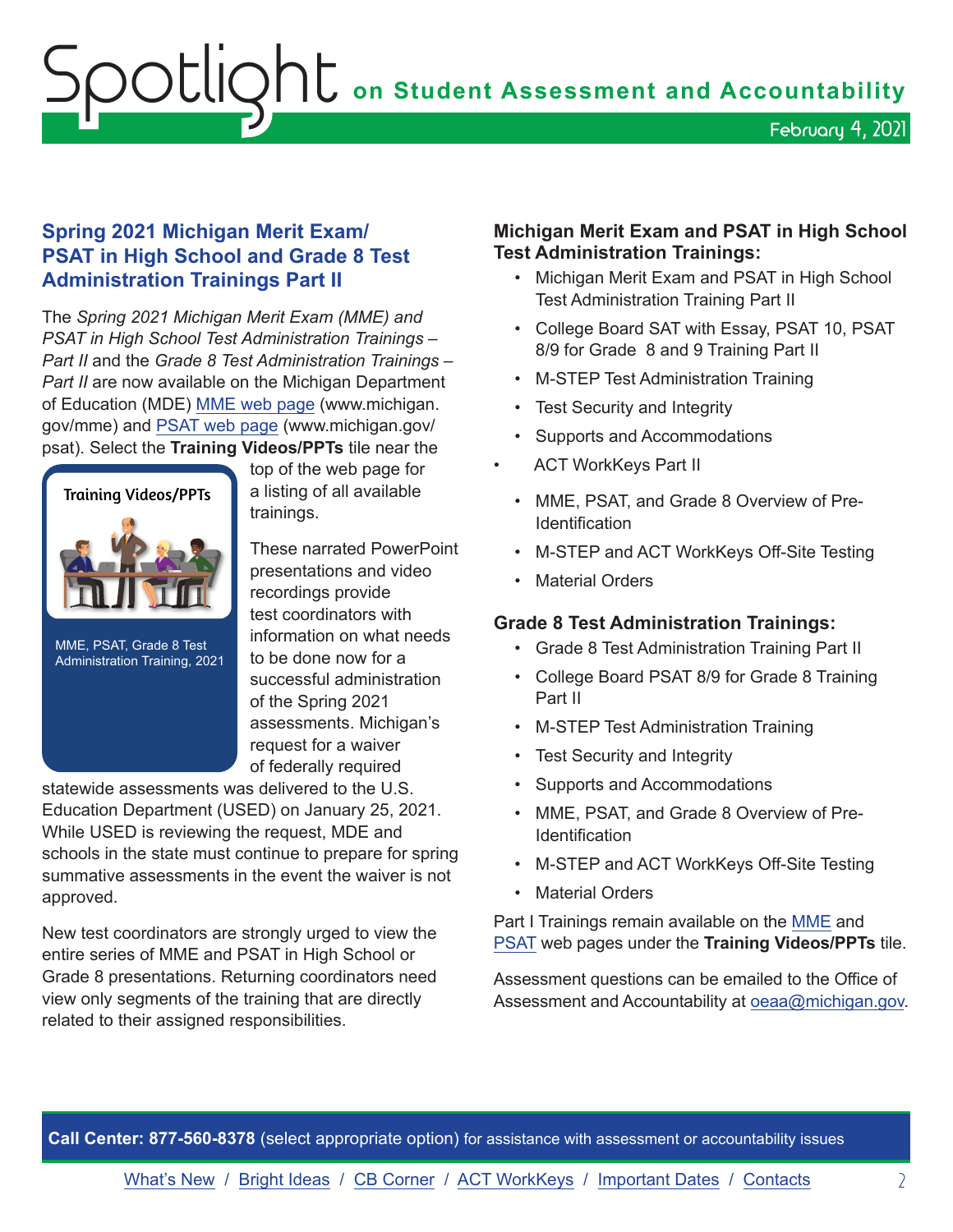## Spring 2021 Michigan Merit Exam/ PSAT in High School and Grade 8 Test Administration Trainings Part II

The *Spring 2021 Michigan Merit Exam (MME) and PSAT in High School Test Administration Trainings – Part II* and the *Grade 8 Test Administration Trainings – Part II* are now available on the Michigan Department of Education (MDE) MME web page (www.michigan.gov/mme) and PSAT web page (www.michigan.gov/psat). Select the **Training Videos/PPTs** tile near the top of the web page for a listing of all available trainings.

Training Videos/PPTs

MME, PSAT, Grade 8 Test Administration Training, 2021

These narrated PowerPoint presentations and video recordings provide test coordinators with information on what needs to be done now for a successful administration of the Spring 2021 assessments. Michigan's request for a waiver of federally required statewide assessments was delivered to the U.S. Education Department (USED) on January 25, 2021. While USED is reviewing the request, MDE and schools in the state must continue to prepare for spring summative assessments in the event the waiver is not approved.

New test coordinators are strongly urged to view the entire series of MME and PSAT in High School or Grade 8 presentations. Returning coordinators need view only segments of the training that are directly related to their assigned responsibilities.

### Michigan Merit Exam and PSAT in High School Test Administration Trainings:

- Michigan Merit Exam and PSAT in High School Test Administration Training Part II
- College Board SAT with Essay, PSAT 10, PSAT 8/9 for Grade 8 and 9 Training Part II
- M-STEP Test Administration Training
- Test Security and Integrity
- Supports and Accommodations
- ACT WorkKeys Part II
- MME, PSAT, and Grade 8 Overview of Pre-Identification
- M-STEP and ACT WorkKeys Off-Site Testing
- Material Orders

### Grade 8 Test Administration Trainings:

- Grade 8 Test Administration Training Part II
- College Board PSAT 8/9 for Grade 8 Training Part II
- M-STEP Test Administration Training
- Test Security and Integrity
- Supports and Accommodations
- MME, PSAT, and Grade 8 Overview of Pre-Identification
- M-STEP and ACT WorkKeys Off-Site Testing
- Material Orders

Part I Trainings remain available on the MME and PSAT web pages under the **Training Videos/PPTs** tile.

Assessment questions can be emailed to the Office of Assessment and Accountability at oeaa@michigan.gov.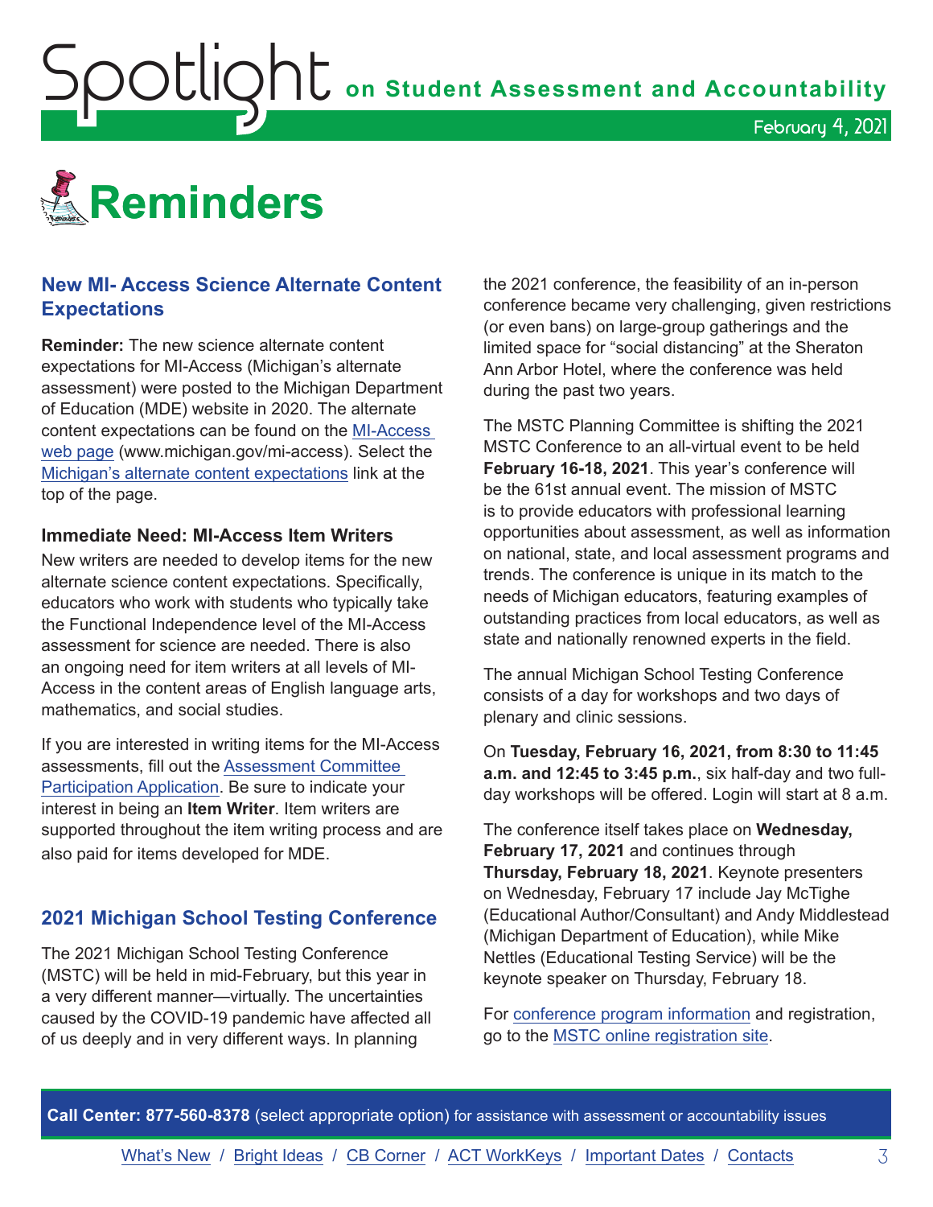# Reminders

## New MI- Access Science Alternate Content Expectations

**Reminder:** The new science alternate content expectations for MI-Access (Michigan's alternate assessment) were posted to the Michigan Department of Education (MDE) website in 2020. The alternate content expectations can be found on the MI-Access web page (www.michigan.gov/mi-access). Select the Michigan's alternate content expectations link at the top of the page.

### Immediate Need: MI-Access Item Writers

New writers are needed to develop items for the new alternate science content expectations. Specifically, educators who work with students who typically take the Functional Independence level of the MI-Access assessment for science are needed. There is also an ongoing need for item writers at all levels of MI-Access in the content areas of English language arts, mathematics, and social studies.

If you are interested in writing items for the MI-Access assessments, fill out the Assessment Committee Participation Application. Be sure to indicate your interest in being an **Item Writer**. Item writers are supported throughout the item writing process and are also paid for items developed for MDE.

## 2021 Michigan School Testing Conference

The 2021 Michigan School Testing Conference (MSTC) will be held in mid-February, but this year in a very different manner—virtually. The uncertainties caused by the COVID-19 pandemic have affected all of us deeply and in very different ways. In planning the 2021 conference, the feasibility of an in-person conference became very challenging, given restrictions (or even bans) on large-group gatherings and the limited space for "social distancing" at the Sheraton Ann Arbor Hotel, where the conference was held during the past two years.

The MSTC Planning Committee is shifting the 2021 MSTC Conference to an all-virtual event to be held **February 16-18, 2021**. This year's conference will be the 61st annual event. The mission of MSTC is to provide educators with professional learning opportunities about assessment, as well as information on national, state, and local assessment programs and trends. The conference is unique in its match to the needs of Michigan educators, featuring examples of outstanding practices from local educators, as well as state and nationally renowned experts in the field.

The annual Michigan School Testing Conference consists of a day for workshops and two days of plenary and clinic sessions.

On **Tuesday, February 16, 2021, from 8:30 to 11:45 a.m. and 12:45 to 3:45 p.m.**, six half-day and two full-day workshops will be offered. Login will start at 8 a.m.

The conference itself takes place on **Wednesday, February 17, 2021** and continues through **Thursday, February 18, 2021**. Keynote presenters on Wednesday, February 17 include Jay McTighe (Educational Author/Consultant) and Andy Middlestead (Michigan Department of Education), while Mike Nettles (Educational Testing Service) will be the keynote speaker on Thursday, February 18.

For conference program information and registration, go to the MSTC online registration site.

**Call Center: 877-560-8378** (select appropriate option) for assistance with assessment or accountability issues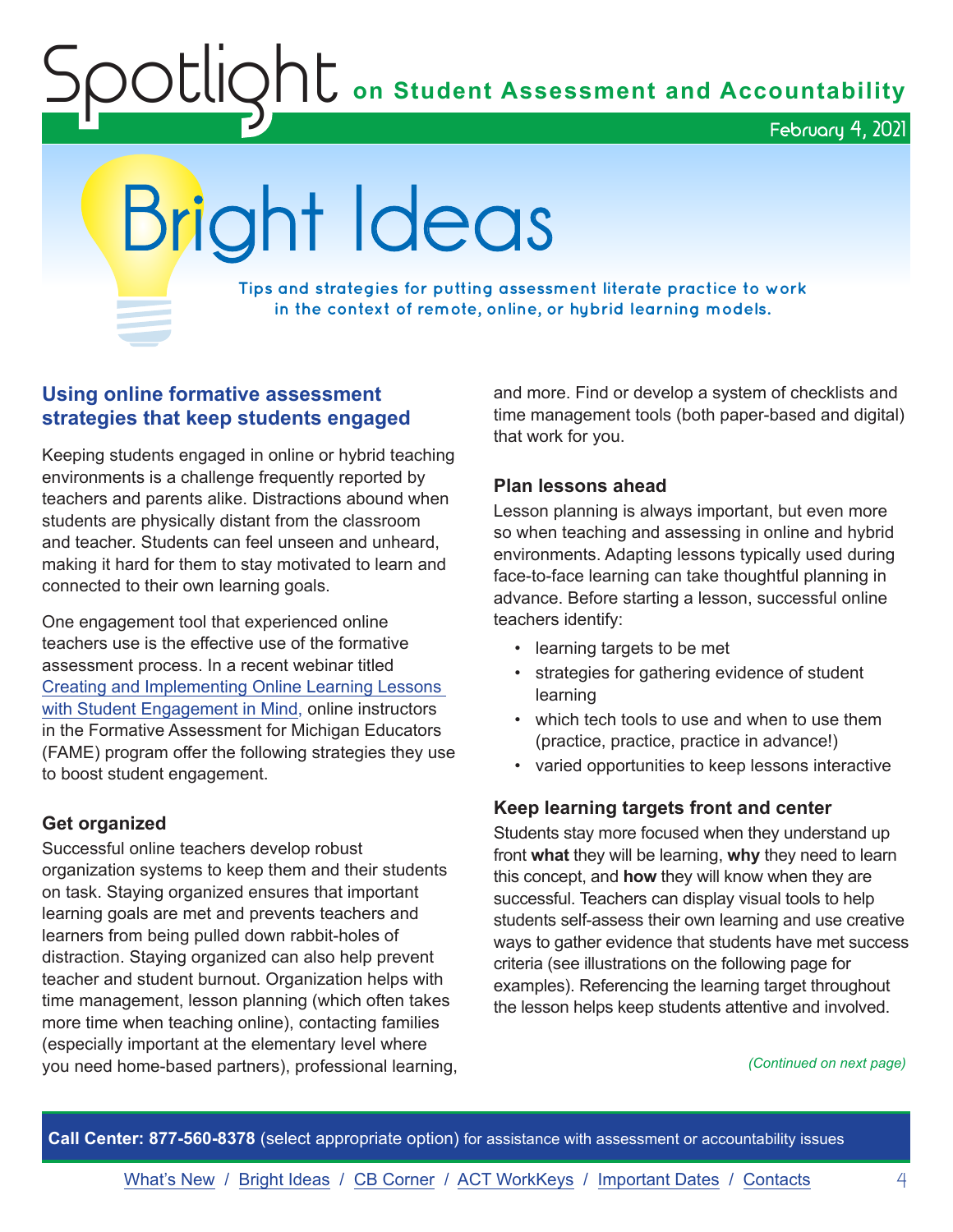# Bright Ideas

**Tips and strategies for putting assessment literate practice to work in the context of remote, online, or hybrid learning models.**

## Using online formative assessment strategies that keep students engaged

Keeping students engaged in online or hybrid teaching environments is a challenge frequently reported by teachers and parents alike. Distractions abound when students are physically distant from the classroom and teacher. Students can feel unseen and unheard, making it hard for them to stay motivated to learn and connected to their own learning goals.

One engagement tool that experienced online teachers use is the effective use of the formative assessment process. In a recent webinar titled Creating and Implementing Online Learning Lessons with Student Engagement in Mind, online instructors in the Formative Assessment for Michigan Educators (FAME) program offer the following strategies they use to boost student engagement.

### Get organized

Successful online teachers develop robust organization systems to keep them and their students on task. Staying organized ensures that important learning goals are met and prevents teachers and learners from being pulled down rabbit-holes of distraction. Staying organized can also help prevent teacher and student burnout. Organization helps with time management, lesson planning (which often takes more time when teaching online), contacting families (especially important at the elementary level where you need home-based partners), professional learning, and more. Find or develop a system of checklists and time management tools (both paper-based and digital) that work for you.

### Plan lessons ahead

Lesson planning is always important, but even more so when teaching and assessing in online and hybrid environments. Adapting lessons typically used during face-to-face learning can take thoughtful planning in advance. Before starting a lesson, successful online teachers identify:

- learning targets to be met
- strategies for gathering evidence of student learning
- which tech tools to use and when to use them (practice, practice, practice in advance!)
- varied opportunities to keep lessons interactive

### Keep learning targets front and center

Students stay more focused when they understand up front **what** they will be learning, **why** they need to learn this concept, and **how** they will know when they are successful. Teachers can display visual tools to help students self-assess their own learning and use creative ways to gather evidence that students have met success criteria (see illustrations on the following page for examples). Referencing the learning target throughout the lesson helps keep students attentive and involved.

*(Continued on next page)*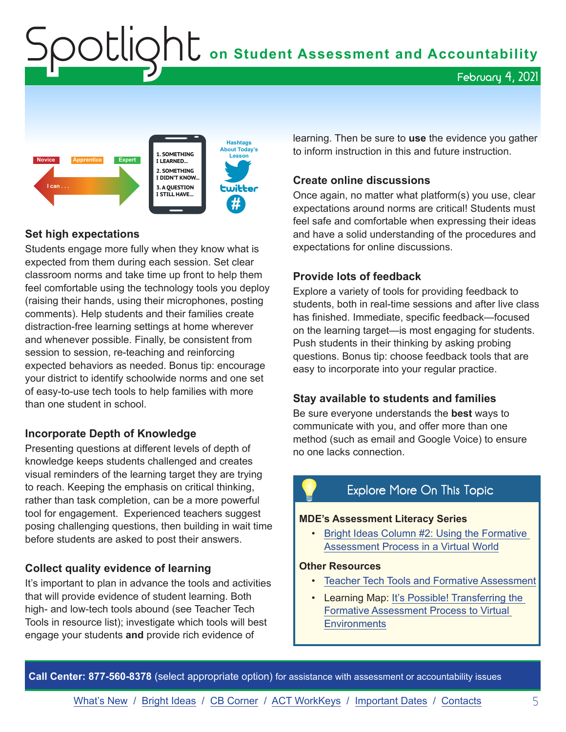## Set high expectations

Students engage more fully when they know what is expected from them during each session. Set clear classroom norms and take time up front to help them feel comfortable using the technology tools you deploy (raising their hands, using their microphones, posting comments). Help students and their families create distraction-free learning settings at home wherever and whenever possible. Finally, be consistent from session to session, re-teaching and reinforcing expected behaviors as needed. Bonus tip: encourage your district to identify schoolwide norms and one set of easy-to-use tech tools to help families with more than one student in school.

## Incorporate Depth of Knowledge

Presenting questions at different levels of depth of knowledge keeps students challenged and creates visual reminders of the learning target they are trying to reach. Keeping the emphasis on critical thinking, rather than task completion, can be a more powerful tool for engagement. Experienced teachers suggest posing challenging questions, then building in wait time before students are asked to post their answers.

## Collect quality evidence of learning

It's important to plan in advance the tools and activities that will provide evidence of student learning. Both high- and low-tech tools abound (see Teacher Tech Tools in resource list); investigate which tools will best engage your students **and** provide rich evidence of learning. Then be sure to **use** the evidence you gather to inform instruction in this and future instruction.

## Create online discussions

Once again, no matter what platform(s) you use, clear expectations around norms are critical! Students must feel safe and comfortable when expressing their ideas and have a solid understanding of the procedures and expectations for online discussions.

## Provide lots of feedback

Explore a variety of tools for providing feedback to students, both in real-time sessions and after live class has finished. Immediate, specific feedback—focused on the learning target—is most engaging for students. Push students in their thinking by asking probing questions. Bonus tip: choose feedback tools that are easy to incorporate into your regular practice.

## Stay available to students and families

Be sure everyone understands the **best** ways to communicate with you, and offer more than one method (such as email and Google Voice) to ensure no one lacks connection.

### Explore More On This Topic

**MDE's Assessment Literacy Series**

- Bright Ideas Column #2: Using the Formative Assessment Process in a Virtual World

**Other Resources**

- Teacher Tech Tools and Formative Assessment
- Learning Map: It's Possible! Transferring the Formative Assessment Process to Virtual Environments

**Call Center: 877-560-8378** (select appropriate option) for assistance with assessment or accountability issues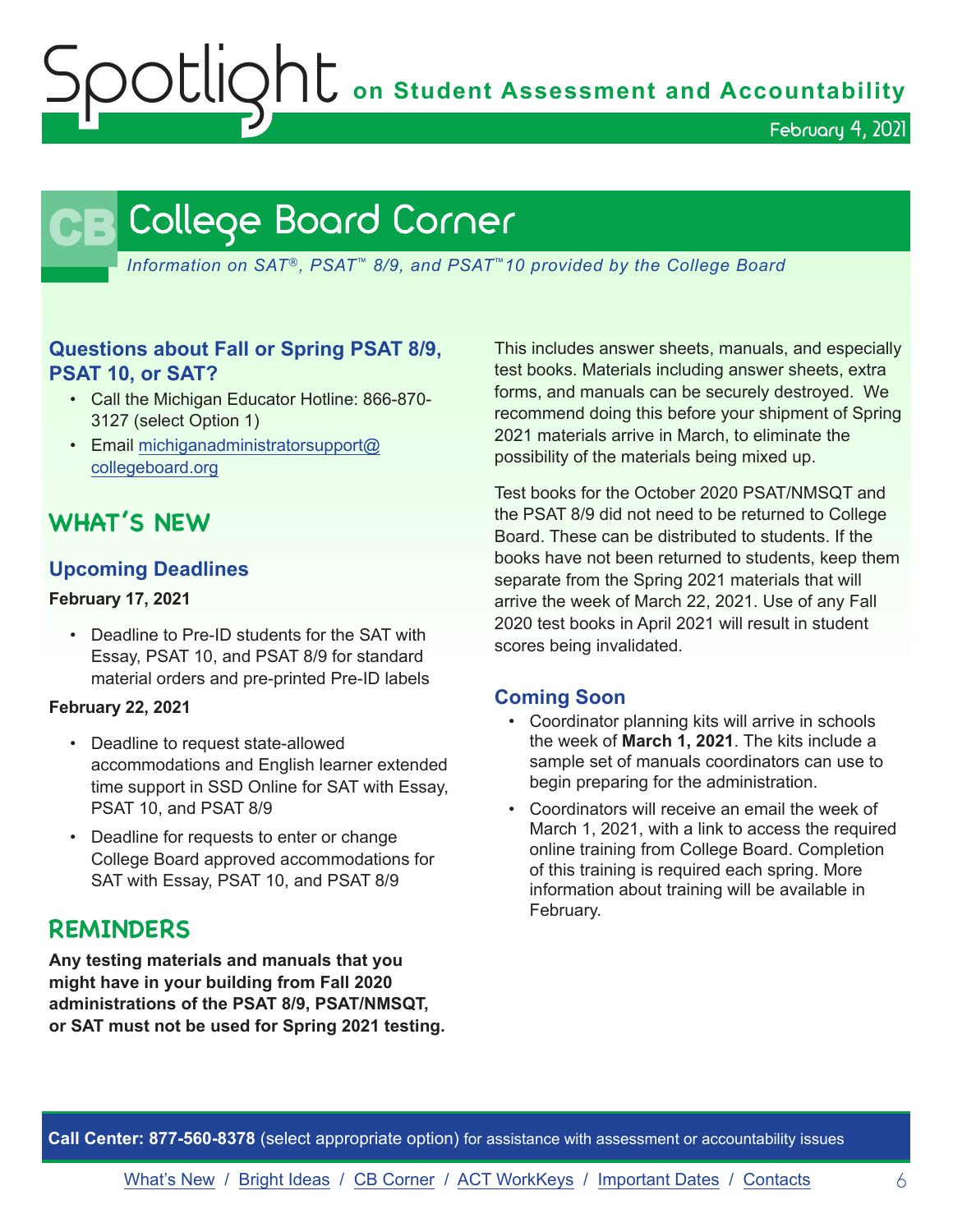# College Board Corner

*Information on SAT®, PSAT™ 8/9, and PSAT™10 provided by the College Board*

### Questions about Fall or Spring PSAT 8/9, PSAT 10, or SAT?

- Call the Michigan Educator Hotline: 866-870-3127 (select Option 1)
- Email michiganadministratorsupport@collegeboard.org

## WHAT'S NEW

### Upcoming Deadlines

**February 17, 2021**

- Deadline to Pre-ID students for the SAT with Essay, PSAT 10, and PSAT 8/9 for standard material orders and pre-printed Pre-ID labels

**February 22, 2021**

- Deadline to request state-allowed accommodations and English learner extended time support in SSD Online for SAT with Essay, PSAT 10, and PSAT 8/9
- Deadline for requests to enter or change College Board approved accommodations for SAT with Essay, PSAT 10, and PSAT 8/9

## REMINDERS

**Any testing materials and manuals that you might have in your building from Fall 2020 administrations of the PSAT 8/9, PSAT/NMSQT, or SAT must not be used for Spring 2021 testing.** This includes answer sheets, manuals, and especially test books. Materials including answer sheets, extra forms, and manuals can be securely destroyed. We recommend doing this before your shipment of Spring 2021 materials arrive in March, to eliminate the possibility of the materials being mixed up.

Test books for the October 2020 PSAT/NMSQT and the PSAT 8/9 did not need to be returned to College Board. These can be distributed to students. If the books have not been returned to students, keep them separate from the Spring 2021 materials that will arrive the week of March 22, 2021. Use of any Fall 2020 test books in April 2021 will result in student scores being invalidated.

### Coming Soon

- Coordinator planning kits will arrive in schools the week of **March 1, 2021**. The kits include a sample set of manuals coordinators can use to begin preparing for the administration.
- Coordinators will receive an email the week of March 1, 2021, with a link to access the required online training from College Board. Completion of this training is required each spring. More information about training will be available in February.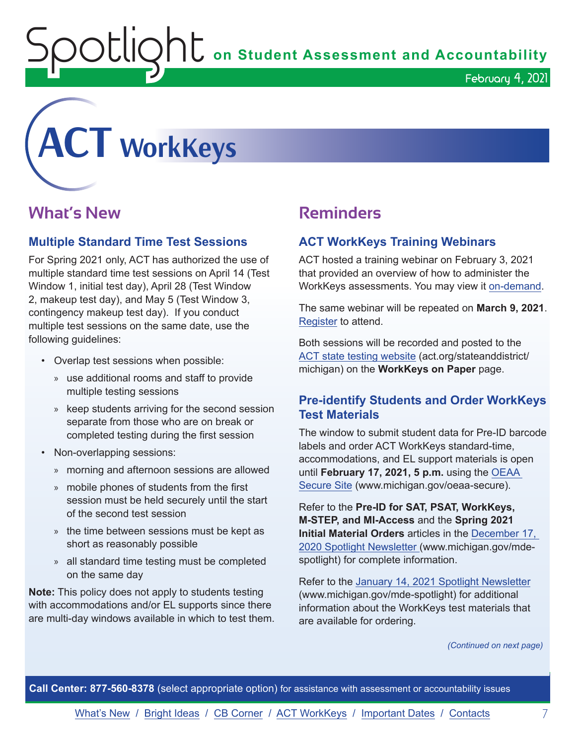# ACT WorkKeys

## What's New

### Multiple Standard Time Test Sessions

For Spring 2021 only, ACT has authorized the use of multiple standard time test sessions on April 14 (Test Window 1, initial test day), April 28 (Test Window 2, makeup test day), and May 5 (Test Window 3, contingency makeup test day). If you conduct multiple test sessions on the same date, use the following guidelines:

- Overlap test sessions when possible:
  - use additional rooms and staff to provide multiple testing sessions
  - keep students arriving for the second session separate from those who are on break or completed testing during the first session
- Non-overlapping sessions:
  - morning and afternoon sessions are allowed
  - mobile phones of students from the first session must be held securely until the start of the second test session
  - the time between sessions must be kept as short as reasonably possible
  - all standard time testing must be completed on the same day

**Note:** This policy does not apply to students testing with accommodations and/or EL supports since there are multi-day windows available in which to test them.

## Reminders

### ACT WorkKeys Training Webinars

ACT hosted a training webinar on February 3, 2021 that provided an overview of how to administer the WorkKeys assessments. You may view it on-demand.

The same webinar will be repeated on **March 9, 2021**. Register to attend.

Both sessions will be recorded and posted to the ACT state testing website (act.org/stateanddistrict/michigan) on the **WorkKeys on Paper** page.

### Pre-identify Students and Order WorkKeys Test Materials

The window to submit student data for Pre-ID barcode labels and order ACT WorkKeys standard-time, accommodations, and EL support materials is open until **February 17, 2021, 5 p.m.** using the OEAA Secure Site (www.michigan.gov/oeaa-secure).

Refer to the **Pre-ID for SAT, PSAT, WorkKeys, M-STEP, and MI-Access** and the **Spring 2021 Initial Material Orders** articles in the December 17, 2020 Spotlight Newsletter (www.michigan.gov/mde-spotlight) for complete information.

Refer to the January 14, 2021 Spotlight Newsletter (www.michigan.gov/mde-spotlight) for additional information about the WorkKeys test materials that are available for ordering.

*(Continued on next page)*

**Call Center: 877-560-8378** (select appropriate option) for assistance with assessment or accountability issues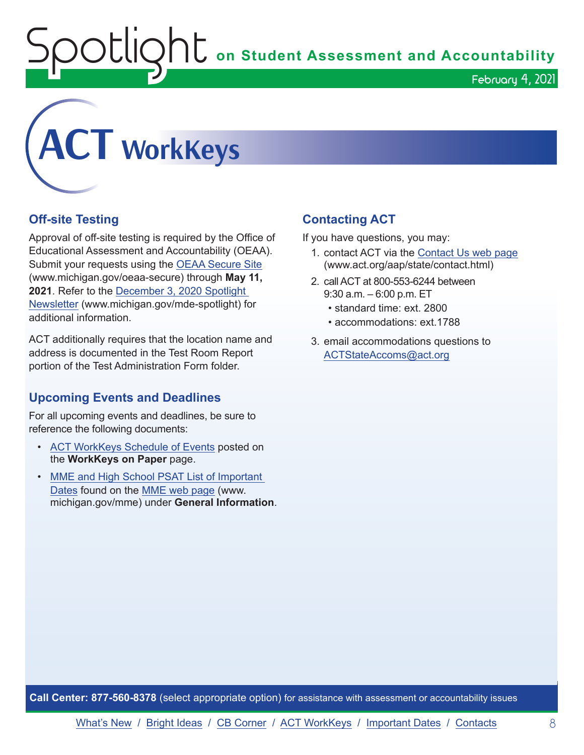# ACT WorkKeys

## Off-site Testing

Approval of off-site testing is required by the Office of Educational Assessment and Accountability (OEAA). Submit your requests using the OEAA Secure Site (www.michigan.gov/oeaa-secure) through **May 11, 2021**. Refer to the December 3, 2020 Spotlight Newsletter (www.michigan.gov/mde-spotlight) for additional information.

ACT additionally requires that the location name and address is documented in the Test Room Report portion of the Test Administration Form folder.

## Upcoming Events and Deadlines

For all upcoming events and deadlines, be sure to reference the following documents:

- ACT WorkKeys Schedule of Events posted on the **WorkKeys on Paper** page.
- MME and High School PSAT List of Important Dates found on the MME web page (www.michigan.gov/mme) under **General Information**.

## Contacting ACT

If you have questions, you may:

1. contact ACT via the Contact Us web page (www.act.org/aap/state/contact.html)
2. call ACT at 800-553-6244 between 9:30 a.m. – 6:00 p.m. ET
   - standard time: ext. 2800
   - accommodations: ext.1788
3. email accommodations questions to ACTStateAccoms@act.org

**Call Center: 877-560-8378** (select appropriate option) for assistance with assessment or accountability issues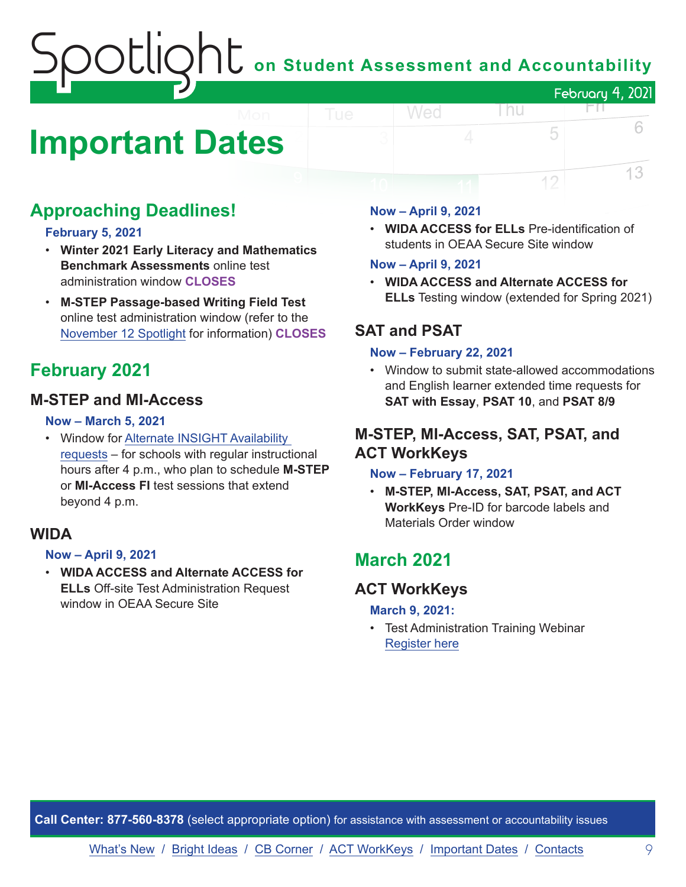# Important Dates

## Approaching Deadlines!

**February 5, 2021**

- **Winter 2021 Early Literacy and Mathematics Benchmark Assessments** online test administration window **CLOSES**
- **M-STEP Passage-based Writing Field Test** online test administration window (refer to the November 12 Spotlight for information) **CLOSES**

## February 2021

### M-STEP and MI-Access

**Now – March 5, 2021**

- Window for Alternate INSIGHT Availability requests – for schools with regular instructional hours after 4 p.m., who plan to schedule **M-STEP** or **MI-Access FI** test sessions that extend beyond 4 p.m.

### WIDA

**Now – April 9, 2021**

- **WIDA ACCESS and Alternate ACCESS for ELLs** Off-site Test Administration Request window in OEAA Secure Site

**Now – April 9, 2021**

- **WIDA ACCESS for ELLs** Pre-identification of students in OEAA Secure Site window

**Now – April 9, 2021**

- **WIDA ACCESS and Alternate ACCESS for ELLs** Testing window (extended for Spring 2021)

### SAT and PSAT

**Now – February 22, 2021**

- Window to submit state-allowed accommodations and English learner extended time requests for **SAT with Essay**, **PSAT 10**, and **PSAT 8/9**

### M-STEP, MI-Access, SAT, PSAT, and ACT WorkKeys

**Now – February 17, 2021**

- **M-STEP, MI-Access, SAT, PSAT, and ACT WorkKeys** Pre-ID for barcode labels and Materials Order window

## March 2021

### ACT WorkKeys

**March 9, 2021:**

- Test Administration Training Webinar
  Register here

**Call Center: 877-560-8378** (select appropriate option) for assistance with assessment or accountability issues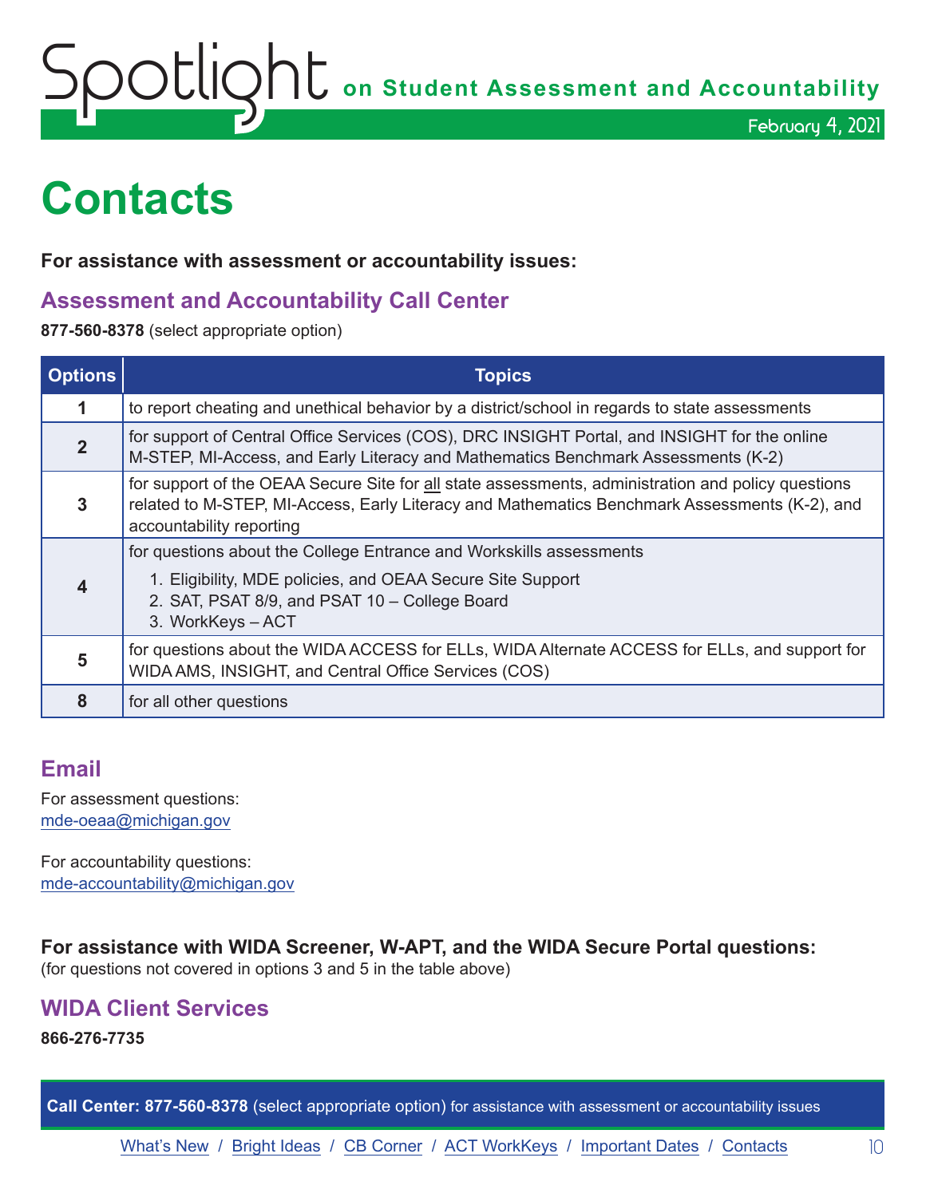# Contacts

**For assistance with assessment or accountability issues:**

## Assessment and Accountability Call Center

**877-560-8378** (select appropriate option)

| Options | Topics |
|---|---|
| **1** | to report cheating and unethical behavior by a district/school in regards to state assessments |
| **2** | for support of Central Office Services (COS), DRC INSIGHT Portal, and INSIGHT for the online M-STEP, MI-Access, and Early Literacy and Mathematics Benchmark Assessments (K-2) |
| **3** | for support of the OEAA Secure Site for all state assessments, administration and policy questions related to M-STEP, MI-Access, Early Literacy and Mathematics Benchmark Assessments (K-2), and accountability reporting |
| **4** | for questions about the College Entrance and Workskills assessments<br>1. Eligibility, MDE policies, and OEAA Secure Site Support<br>2. SAT, PSAT 8/9, and PSAT 10 – College Board<br>3. WorkKeys – ACT |
| **5** | for questions about the WIDA ACCESS for ELLs, WIDA Alternate ACCESS for ELLs, and support for WIDA AMS, INSIGHT, and Central Office Services (COS) |
| **8** | for all other questions |

## Email

For assessment questions:
mde-oeaa@michigan.gov

For accountability questions:
mde-accountability@michigan.gov

**For assistance with WIDA Screener, W-APT, and the WIDA Secure Portal questions:**
(for questions not covered in options 3 and 5 in the table above)

## WIDA Client Services

**866-276-7735**